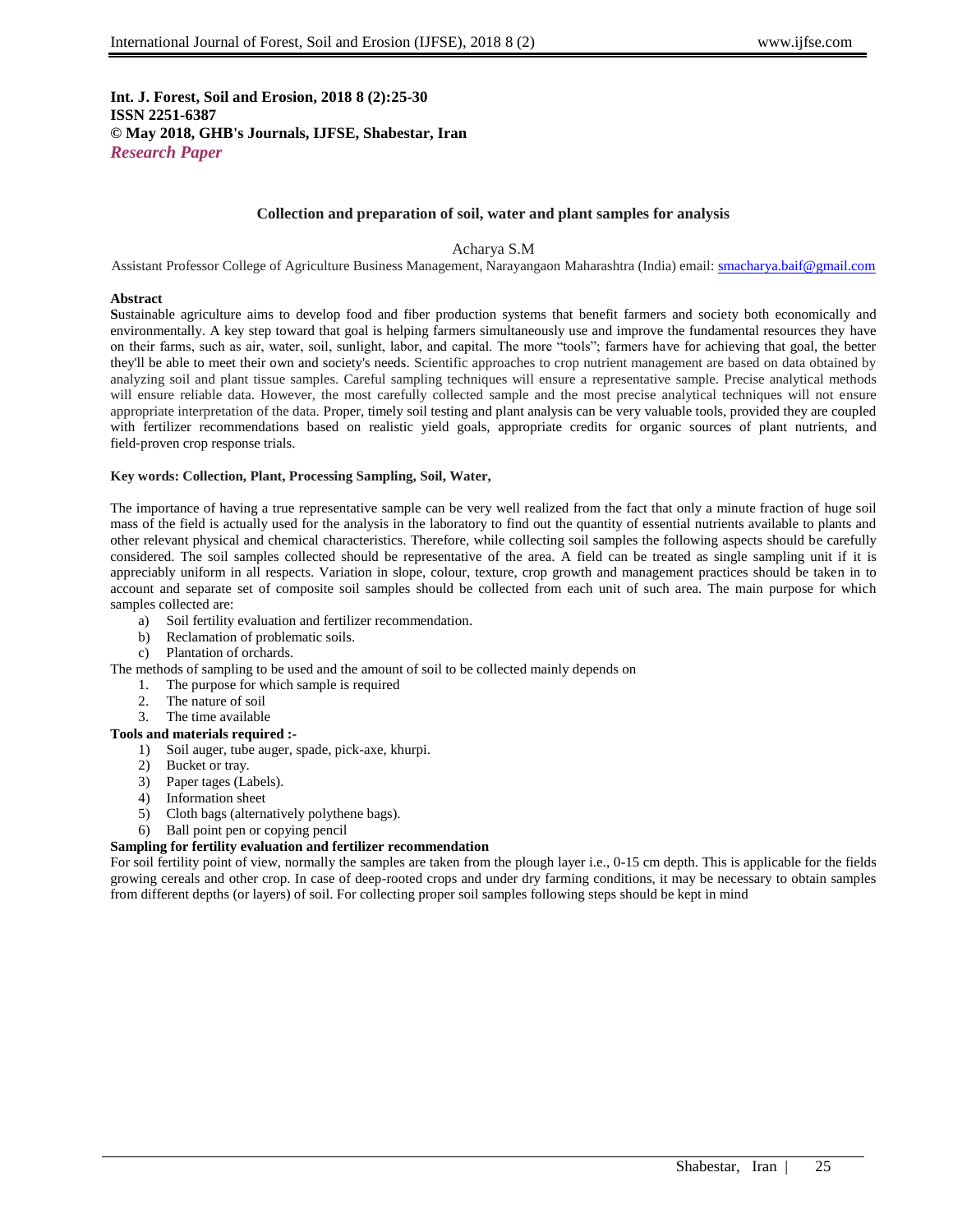**Int. J. Forest, Soil and Erosion, 2018 8 (2):25-30**
**ISSN 2251-6387**
**© May 2018, GHB's Journals, IJFSE, Shabestar, Iran**
***Research Paper***

# Collection and preparation of soil, water and plant samples for analysis

Acharya S.M

Assistant Professor College of Agriculture Business Management, Narayangaon Maharashtra (India) email: smacharya.baif@gmail.com

## Abstract

**S**ustainable agriculture aims to develop food and fiber production systems that benefit farmers and society both economically and environmentally. A key step toward that goal is helping farmers simultaneously use and improve the fundamental resources they have on their farms, such as air, water, soil, sunlight, labor, and capital. The more "tools"; farmers have for achieving that goal, the better they'll be able to meet their own and society's needs. Scientific approaches to crop nutrient management are based on data obtained by analyzing soil and plant tissue samples. Careful sampling techniques will ensure a representative sample. Precise analytical methods will ensure reliable data. However, the most carefully collected sample and the most precise analytical techniques will not ensure appropriate interpretation of the data. Proper, timely soil testing and plant analysis can be very valuable tools, provided they are coupled with fertilizer recommendations based on realistic yield goals, appropriate credits for organic sources of plant nutrients, and field-proven crop response trials.

**Key words: Collection, Plant, Processing Sampling, Soil, Water,**

The importance of having a true representative sample can be very well realized from the fact that only a minute fraction of huge soil mass of the field is actually used for the analysis in the laboratory to find out the quantity of essential nutrients available to plants and other relevant physical and chemical characteristics. Therefore, while collecting soil samples the following aspects should be carefully considered. The soil samples collected should be representative of the area. A field can be treated as single sampling unit if it is appreciably uniform in all respects. Variation in slope, colour, texture, crop growth and management practices should be taken in to account and separate set of composite soil samples should be collected from each unit of such area. The main purpose for which samples collected are:

a) Soil fertility evaluation and fertilizer recommendation.
b) Reclamation of problematic soils.
c) Plantation of orchards.

The methods of sampling to be used and the amount of soil to be collected mainly depends on

1. The purpose for which sample is required
2. The nature of soil
3. The time available

**Tools and materials required :-**

1) Soil auger, tube auger, spade, pick-axe, khurpi.
2) Bucket or tray.
3) Paper tages (Labels).
4) Information sheet
5) Cloth bags (alternatively polythene bags).
6) Ball point pen or copying pencil

**Sampling for fertility evaluation and fertilizer recommendation**

For soil fertility point of view, normally the samples are taken from the plough layer i.e., 0-15 cm depth. This is applicable for the fields growing cereals and other crop. In case of deep-rooted crops and under dry farming conditions, it may be necessary to obtain samples from different depths (or layers) of soil. For collecting proper soil samples following steps should be kept in mind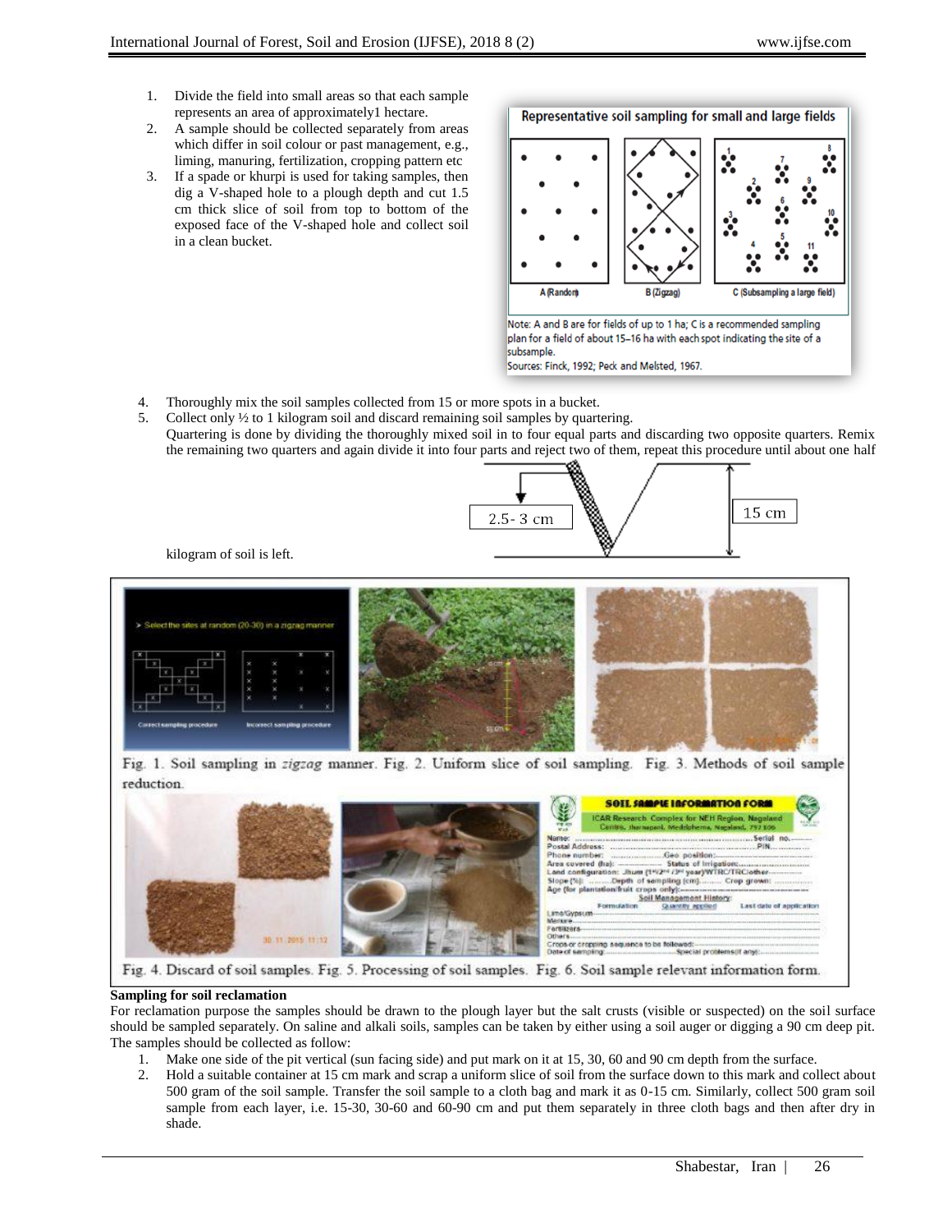1. Divide the field into small areas so that each sample represents an area of approximately1 hectare.
2. A sample should be collected separately from areas which differ in soil colour or past management, e.g., liming, manuring, fertilization, cropping pattern etc
3. If a spade or khurpi is used for taking samples, then dig a V-shaped hole to a plough depth and cut 1.5 cm thick slice of soil from top to bottom of the exposed face of the V-shaped hole and collect soil in a clean bucket.

Note: A and B are for fields of up to 1 ha; C is a recommended sampling plan for a field of about 15–16 ha with each spot indicating the site of a subsample.
Sources: Finck, 1992; Peck and Melsted, 1967.

4. Thoroughly mix the soil samples collected from 15 or more spots in a bucket.
5. Collect only ½ to 1 kilogram soil and discard remaining soil samples by quartering.
   Quartering is done by dividing the thoroughly mixed soil in to four equal parts and discarding two opposite quarters. Remix the remaining two quarters and again divide it into four parts and reject two of them, repeat this procedure until about one half kilogram of soil is left.

Fig. 1. Soil sampling in *zigzag* manner. Fig. 2. Uniform slice of soil sampling. Fig. 3. Methods of soil sample reduction.

Fig. 4. Discard of soil samples. Fig. 5. Processing of soil samples. Fig. 6. Soil sample relevant information form.

**Sampling for soil reclamation**

For reclamation purpose the samples should be drawn to the plough layer but the salt crusts (visible or suspected) on the soil surface should be sampled separately. On saline and alkali soils, samples can be taken by either using a soil auger or digging a 90 cm deep pit. The samples should be collected as follow:

1. Make one side of the pit vertical (sun facing side) and put mark on it at 15, 30, 60 and 90 cm depth from the surface.
2. Hold a suitable container at 15 cm mark and scrap a uniform slice of soil from the surface down to this mark and collect about 500 gram of the soil sample. Transfer the soil sample to a cloth bag and mark it as 0-15 cm. Similarly, collect 500 gram soil sample from each layer, i.e. 15-30, 30-60 and 60-90 cm and put them separately in three cloth bags and then after dry in shade.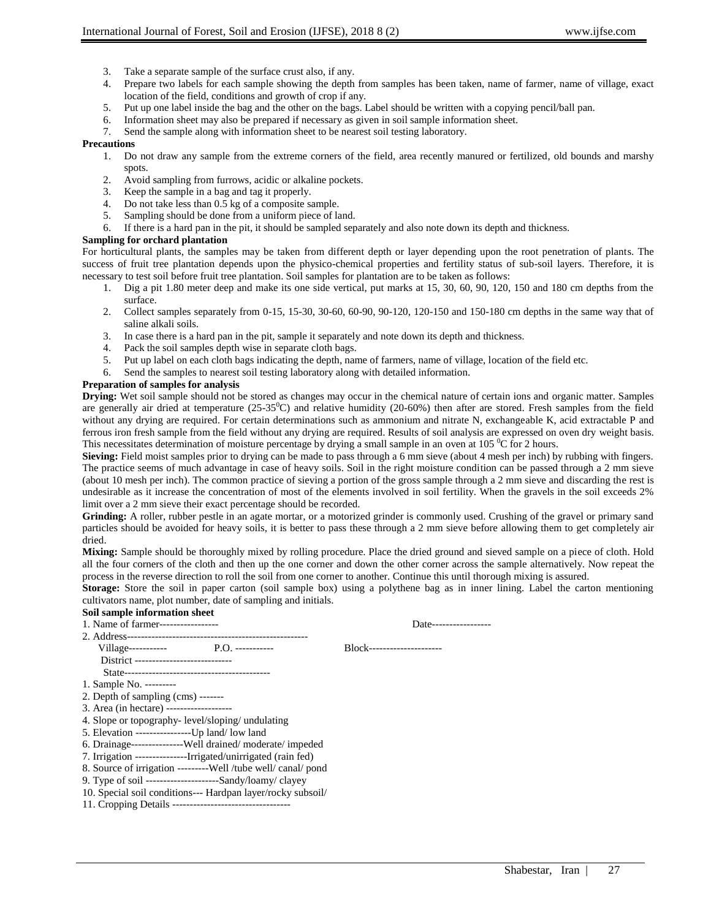3. Take a separate sample of the surface crust also, if any.
4. Prepare two labels for each sample showing the depth from samples has been taken, name of farmer, name of village, exact location of the field, conditions and growth of crop if any.
5. Put up one label inside the bag and the other on the bags. Label should be written with a copying pencil/ball pan.
6. Information sheet may also be prepared if necessary as given in soil sample information sheet.
7. Send the sample along with information sheet to be nearest soil testing laboratory.

**Precautions**

1. Do not draw any sample from the extreme corners of the field, area recently manured or fertilized, old bounds and marshy spots.
2. Avoid sampling from furrows, acidic or alkaline pockets.
3. Keep the sample in a bag and tag it properly.
4. Do not take less than 0.5 kg of a composite sample.
5. Sampling should be done from a uniform piece of land.
6. If there is a hard pan in the pit, it should be sampled separately and also note down its depth and thickness.

**Sampling for orchard plantation**

For horticultural plants, the samples may be taken from different depth or layer depending upon the root penetration of plants. The success of fruit tree plantation depends upon the physico-chemical properties and fertility status of sub-soil layers. Therefore, it is necessary to test soil before fruit tree plantation. Soil samples for plantation are to be taken as follows:

1. Dig a pit 1.80 meter deep and make its one side vertical, put marks at 15, 30, 60, 90, 120, 150 and 180 cm depths from the surface.
2. Collect samples separately from 0-15, 15-30, 30-60, 60-90, 90-120, 120-150 and 150-180 cm depths in the same way that of saline alkali soils.
3. In case there is a hard pan in the pit, sample it separately and note down its depth and thickness.
4. Pack the soil samples depth wise in separate cloth bags.
5. Put up label on each cloth bags indicating the depth, name of farmers, name of village, location of the field etc.
6. Send the samples to nearest soil testing laboratory along with detailed information.

**Preparation of samples for analysis**

**Drying:** Wet soil sample should not be stored as changes may occur in the chemical nature of certain ions and organic matter. Samples are generally air dried at temperature (25-35$^0$C) and relative humidity (20-60%) then after are stored. Fresh samples from the field without any drying are required. For certain determinations such as ammonium and nitrate N, exchangeable K, acid extractable P and ferrous iron fresh sample from the field without any drying are required. Results of soil analysis are expressed on oven dry weight basis. This necessitates determination of moisture percentage by drying a small sample in an oven at 105 $^0$C for 2 hours.

**Sieving:** Field moist samples prior to drying can be made to pass through a 6 mm sieve (about 4 mesh per inch) by rubbing with fingers. The practice seems of much advantage in case of heavy soils. Soil in the right moisture condition can be passed through a 2 mm sieve (about 10 mesh per inch). The common practice of sieving a portion of the gross sample through a 2 mm sieve and discarding the rest is undesirable as it increase the concentration of most of the elements involved in soil fertility. When the gravels in the soil exceeds 2% limit over a 2 mm sieve their exact percentage should be recorded.

**Grinding:** A roller, rubber pestle in an agate mortar, or a motorized grinder is commonly used. Crushing of the gravel or primary sand particles should be avoided for heavy soils, it is better to pass these through a 2 mm sieve before allowing them to get completely air dried.

**Mixing:** Sample should be thoroughly mixed by rolling procedure. Place the dried ground and sieved sample on a piece of cloth. Hold all the four corners of the cloth and then up the one corner and down the other corner across the sample alternatively. Now repeat the process in the reverse direction to roll the soil from one corner to another. Continue this until thorough mixing is assured.

**Storage:** Store the soil in paper carton (soil sample box) using a polythene bag as in inner lining. Label the carton mentioning cultivators name, plot number, date of sampling and initials.

**Soil sample information sheet**

1. Name of farmer----------------- Date-----------------
2. Address-----------------------------------------------------
   Village----------- P.O. ----------- Block---------------------
   District ----------------------------
   State------------------------------------------
1. Sample No. ---------
2. Depth of sampling (cms) -------
3. Area (in hectare) -------------------
4. Slope or topography- level/sloping/ undulating
5. Elevation ----------------Up land/ low land
6. Drainage---------------Well drained/ moderate/ impeded
7. Irrigation ---------------Irrigated/unirrigated (rain fed)
8. Source of irrigation ---------Well /tube well/ canal/ pond
9. Type of soil ---------------------Sandy/loamy/ clayey
10. Special soil conditions--- Hardpan layer/rocky subsoil/
11. Cropping Details ----------------------------------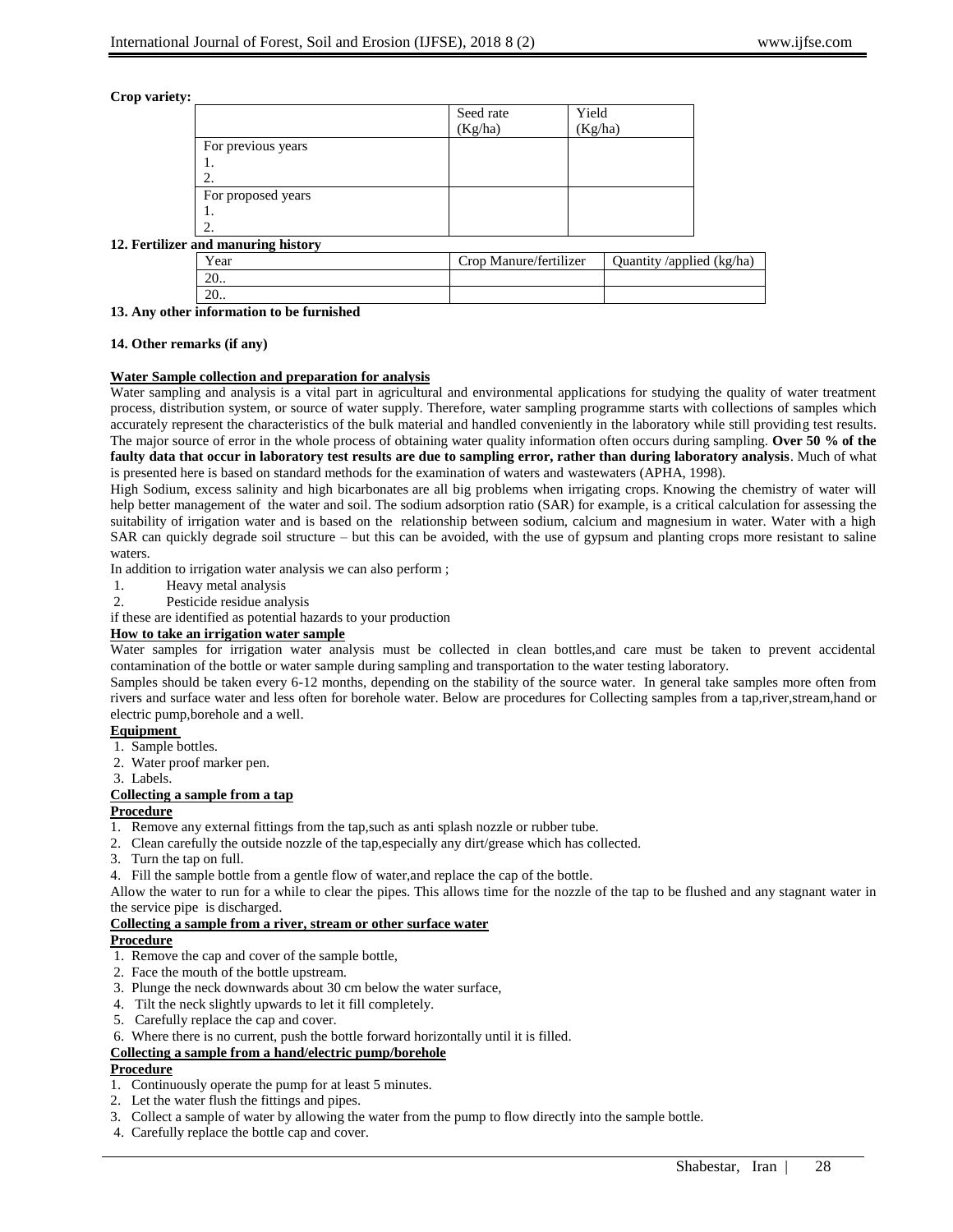**Crop variety:**

| | Seed rate (Kg/ha) | Yield (Kg/ha) |
|---|---|---|
| For previous years<br>1.<br>2. | | |
| For proposed years<br>1.<br>2. | | |

**12. Fertilizer and manuring history**

| Year | Crop Manure/fertilizer | Quantity /applied (kg/ha) |
|---|---|---|
| 20.. | | |
| 20.. | | |

**13. Any other information to be furnished**

**14. Other remarks (if any)**

**Water Sample collection and preparation for analysis**

Water sampling and analysis is a vital part in agricultural and environmental applications for studying the quality of water treatment process, distribution system, or source of water supply. Therefore, water sampling programme starts with collections of samples which accurately represent the characteristics of the bulk material and handled conveniently in the laboratory while still providing test results. The major source of error in the whole process of obtaining water quality information often occurs during sampling. **Over 50 % of the faulty data that occur in laboratory test results are due to sampling error, rather than during laboratory analysis**. Much of what is presented here is based on standard methods for the examination of waters and wastewaters (APHA, 1998).

High Sodium, excess salinity and high bicarbonates are all big problems when irrigating crops. Knowing the chemistry of water will help better management of the water and soil. The sodium adsorption ratio (SAR) for example, is a critical calculation for assessing the suitability of irrigation water and is based on the relationship between sodium, calcium and magnesium in water. Water with a high SAR can quickly degrade soil structure – but this can be avoided, with the use of gypsum and planting crops more resistant to saline waters.

In addition to irrigation water analysis we can also perform ;

1. Heavy metal analysis
2. Pesticide residue analysis

if these are identified as potential hazards to your production

**How to take an irrigation water sample**

Water samples for irrigation water analysis must be collected in clean bottles,and care must be taken to prevent accidental contamination of the bottle or water sample during sampling and transportation to the water testing laboratory.

Samples should be taken every 6-12 months, depending on the stability of the source water. In general take samples more often from rivers and surface water and less often for borehole water. Below are procedures for Collecting samples from a tap,river,stream,hand or electric pump,borehole and a well.

**Equipment**

1. Sample bottles.
2. Water proof marker pen.
3. Labels.

**Collecting a sample from a tap**

**Procedure**

1. Remove any external fittings from the tap,such as anti splash nozzle or rubber tube.
2. Clean carefully the outside nozzle of the tap,especially any dirt/grease which has collected.
3. Turn the tap on full.
4. Fill the sample bottle from a gentle flow of water,and replace the cap of the bottle.

Allow the water to run for a while to clear the pipes. This allows time for the nozzle of the tap to be flushed and any stagnant water in the service pipe is discharged.

**Collecting a sample from a river, stream or other surface water**

**Procedure**

1. Remove the cap and cover of the sample bottle,
2. Face the mouth of the bottle upstream.
3. Plunge the neck downwards about 30 cm below the water surface,
4. Tilt the neck slightly upwards to let it fill completely.
5. Carefully replace the cap and cover.
6. Where there is no current, push the bottle forward horizontally until it is filled.

**Collecting a sample from a hand/electric pump/borehole**

**Procedure**

1. Continuously operate the pump for at least 5 minutes.
2. Let the water flush the fittings and pipes.
3. Collect a sample of water by allowing the water from the pump to flow directly into the sample bottle.
4. Carefully replace the bottle cap and cover.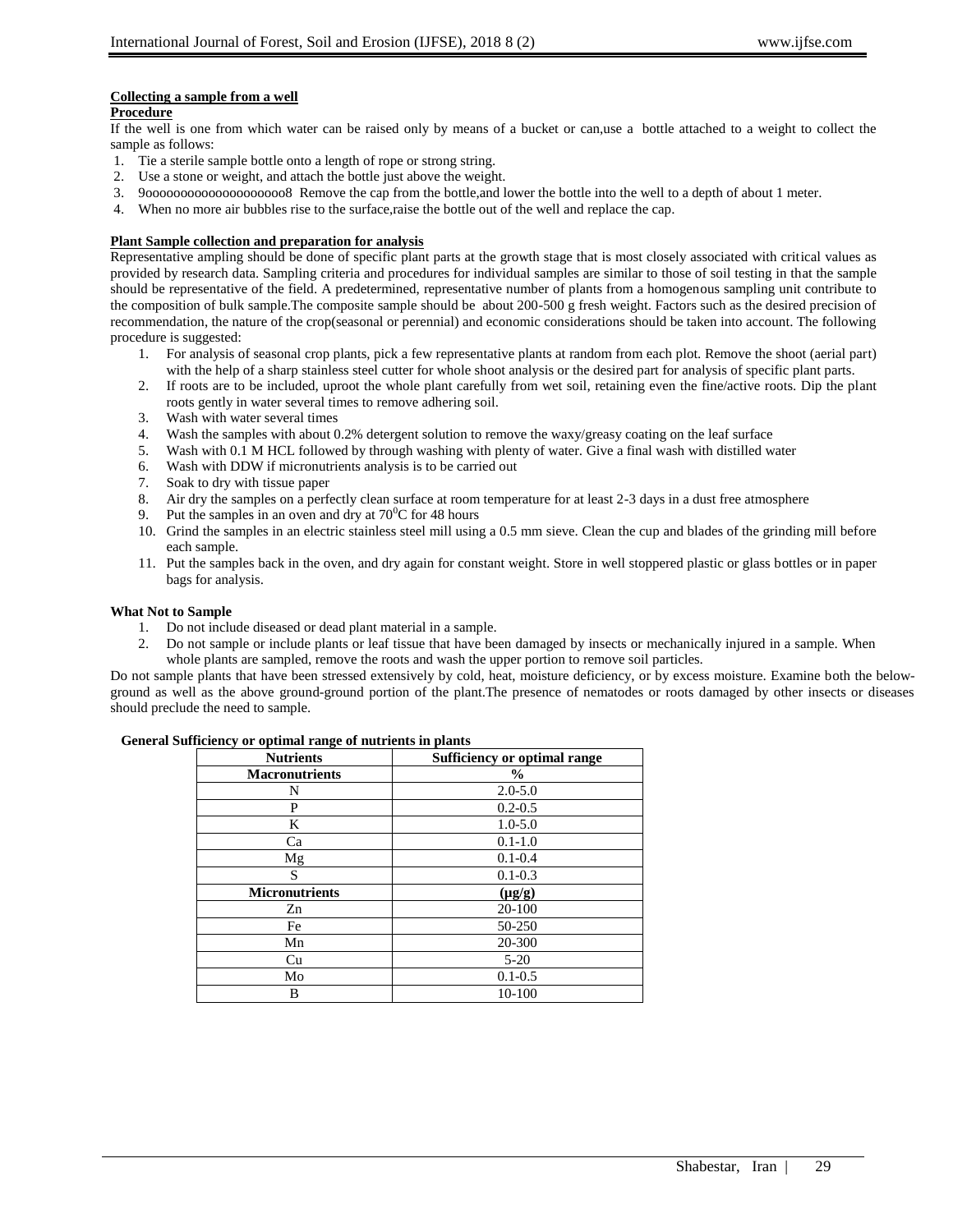**Collecting a sample from a well**

**Procedure**

If the well is one from which water can be raised only by means of a bucket or can,use a bottle attached to a weight to collect the sample as follows:

1. Tie a sterile sample bottle onto a length of rope or strong string.
2. Use a stone or weight, and attach the bottle just above the weight.
3. 9oooooooooooooooooooo8 Remove the cap from the bottle,and lower the bottle into the well to a depth of about 1 meter.
4. When no more air bubbles rise to the surface,raise the bottle out of the well and replace the cap.

**Plant Sample collection and preparation for analysis**

Representative ampling should be done of specific plant parts at the growth stage that is most closely associated with critical values as provided by research data. Sampling criteria and procedures for individual samples are similar to those of soil testing in that the sample should be representative of the field. A predetermined, representative number of plants from a homogenous sampling unit contribute to the composition of bulk sample.The composite sample should be about 200-500 g fresh weight. Factors such as the desired precision of recommendation, the nature of the crop(seasonal or perennial) and economic considerations should be taken into account. The following procedure is suggested:

1. For analysis of seasonal crop plants, pick a few representative plants at random from each plot. Remove the shoot (aerial part) with the help of a sharp stainless steel cutter for whole shoot analysis or the desired part for analysis of specific plant parts.
2. If roots are to be included, uproot the whole plant carefully from wet soil, retaining even the fine/active roots. Dip the plant roots gently in water several times to remove adhering soil.
3. Wash with water several times
4. Wash the samples with about 0.2% detergent solution to remove the waxy/greasy coating on the leaf surface
5. Wash with 0.1 M HCL followed by through washing with plenty of water. Give a final wash with distilled water
6. Wash with DDW if micronutrients analysis is to be carried out
7. Soak to dry with tissue paper
8. Air dry the samples on a perfectly clean surface at room temperature for at least 2-3 days in a dust free atmosphere
9. Put the samples in an oven and dry at $70^0$C for 48 hours
10. Grind the samples in an electric stainless steel mill using a 0.5 mm sieve. Clean the cup and blades of the grinding mill before each sample.
11. Put the samples back in the oven, and dry again for constant weight. Store in well stoppered plastic or glass bottles or in paper bags for analysis.

**What Not to Sample**

1. Do not include diseased or dead plant material in a sample.
2. Do not sample or include plants or leaf tissue that have been damaged by insects or mechanically injured in a sample. When whole plants are sampled, remove the roots and wash the upper portion to remove soil particles.

Do not sample plants that have been stressed extensively by cold, heat, moisture deficiency, or by excess moisture. Examine both the below-ground as well as the above ground-ground portion of the plant.The presence of nematodes or roots damaged by other insects or diseases should preclude the need to sample.

**General Sufficiency or optimal range of nutrients in plants**

| Nutrients | Sufficiency or optimal range |
|---|---|
| **Macronutrients** | **%** |
| N | 2.0-5.0 |
| P | 0.2-0.5 |
| K | 1.0-5.0 |
| Ca | 0.1-1.0 |
| Mg | 0.1-0.4 |
| S | 0.1-0.3 |
| **Micronutrients** | **(μg/g)** |
| Zn | 20-100 |
| Fe | 50-250 |
| Mn | 20-300 |
| Cu | 5-20 |
| Mo | 0.1-0.5 |
| B | 10-100 |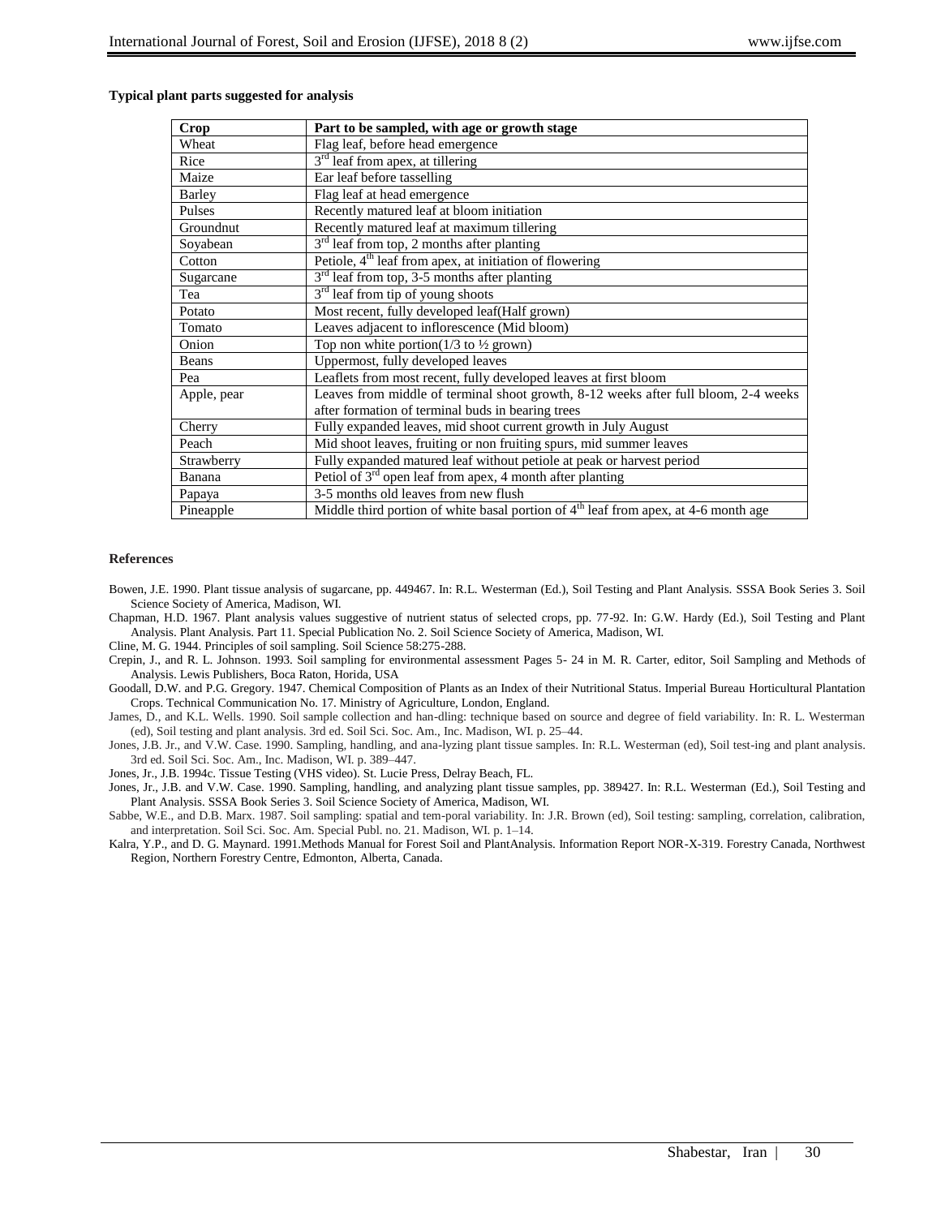**Typical plant parts suggested for analysis**

| Crop | Part to be sampled, with age or growth stage |
|---|---|
| Wheat | Flag leaf, before head emergence |
| Rice | 3rd leaf from apex, at tillering |
| Maize | Ear leaf before tasselling |
| Barley | Flag leaf at head emergence |
| Pulses | Recently matured leaf at bloom initiation |
| Groundnut | Recently matured leaf at maximum tillering |
| Soyabean | 3rd leaf from top, 2 months after planting |
| Cotton | Petiole, 4th leaf from apex, at initiation of flowering |
| Sugarcane | 3rd leaf from top, 3-5 months after planting |
| Tea | 3rd leaf from tip of young shoots |
| Potato | Most recent, fully developed leaf(Half grown) |
| Tomato | Leaves adjacent to inflorescence (Mid bloom) |
| Onion | Top non white portion(1/3 to ½ grown) |
| Beans | Uppermost, fully developed leaves |
| Pea | Leaflets from most recent, fully developed leaves at first bloom |
| Apple, pear | Leaves from middle of terminal shoot growth, 8-12 weeks after full bloom, 2-4 weeks after formation of terminal buds in bearing trees |
| Cherry | Fully expanded leaves, mid shoot current growth in July August |
| Peach | Mid shoot leaves, fruiting or non fruiting spurs, mid summer leaves |
| Strawberry | Fully expanded matured leaf without petiole at peak or harvest period |
| Banana | Petiol of 3rd open leaf from apex, 4 month after planting |
| Papaya | 3-5 months old leaves from new flush |
| Pineapple | Middle third portion of white basal portion of 4th leaf from apex, at 4-6 month age |

**References**

Bowen, J.E. 1990. Plant tissue analysis of sugarcane, pp. 449467. In: R.L. Westerman (Ed.), Soil Testing and Plant Analysis. SSSA Book Series 3. Soil Science Society of America, Madison, WI.

Chapman, H.D. 1967. Plant analysis values suggestive of nutrient status of selected crops, pp. 77-92. In: G.W. Hardy (Ed.), Soil Testing and Plant Analysis. Plant Analysis. Part 11. Special Publication No. 2. Soil Science Society of America, Madison, WI.

Cline, M. G. 1944. Principles of soil sampling. Soil Science 58:275-288.

Crepin, J., and R. L. Johnson. 1993. Soil sampling for environmental assessment Pages 5- 24 in M. R. Carter, editor, Soil Sampling and Methods of Analysis. Lewis Publishers, Boca Raton, Horida, USA

Goodall, D.W. and P.G. Gregory. 1947. Chemical Composition of Plants as an Index of their Nutritional Status. Imperial Bureau Horticultural Plantation Crops. Technical Communication No. 17. Ministry of Agriculture, London, England.

James, D., and K.L. Wells. 1990. Soil sample collection and han-dling: technique based on source and degree of field variability. In: R. L. Westerman (ed), Soil testing and plant analysis. 3rd ed. Soil Sci. Soc. Am., Inc. Madison, WI. p. 25–44.

Jones, J.B. Jr., and V.W. Case. 1990. Sampling, handling, and ana-lyzing plant tissue samples. In: R.L. Westerman (ed), Soil test-ing and plant analysis. 3rd ed. Soil Sci. Soc. Am., Inc. Madison, WI. p. 389–447.

Jones, Jr., J.B. 1994c. Tissue Testing (VHS video). St. Lucie Press, Delray Beach, FL.

Jones, Jr., J.B. and V.W. Case. 1990. Sampling, handling, and analyzing plant tissue samples, pp. 389427. In: R.L. Westerman (Ed.), Soil Testing and Plant Analysis. SSSA Book Series 3. Soil Science Society of America, Madison, WI.

Sabbe, W.E., and D.B. Marx. 1987. Soil sampling: spatial and tem-poral variability. In: J.R. Brown (ed), Soil testing: sampling, correlation, calibration, and interpretation. Soil Sci. Soc. Am. Special Publ. no. 21. Madison, WI. p. 1–14.

Kalra, Y.P., and D. G. Maynard. 1991.Methods Manual for Forest Soil and PlantAnalysis. Information Report NOR-X-319. Forestry Canada, Northwest Region, Northern Forestry Centre, Edmonton, Alberta, Canada.